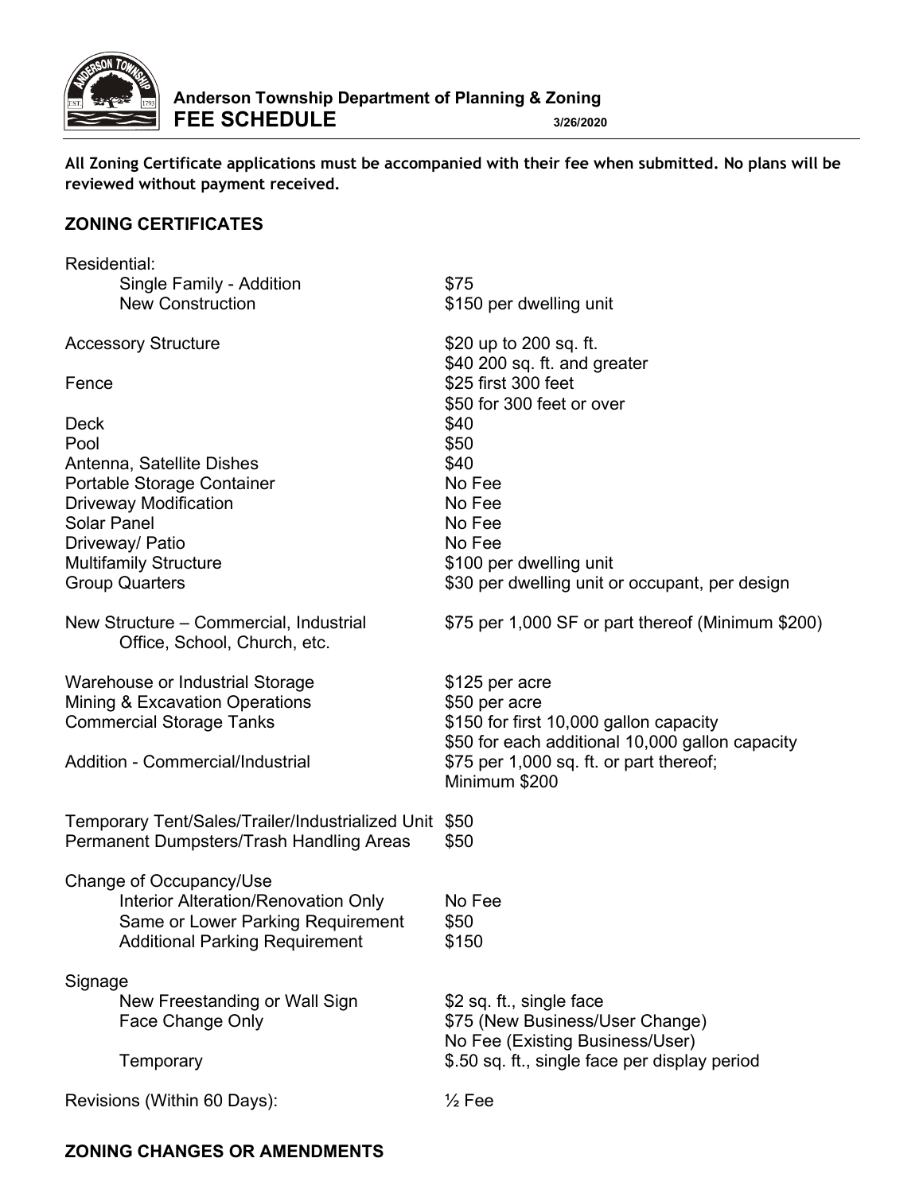**Anderson Township Department of Planning & Zoning**

# FEE SCHEDULE

3/26/2020

**All Zoning Certificate applications must be accompanied with their fee when submitted. No plans will be reviewed without payment received.**

## ZONING CERTIFICATES

| Item | Fee |
|---|---|
| Residential: | |
| Single Family - Addition | $75 |
| New Construction | $150 per dwelling unit |
| Accessory Structure | $20 up to 200 sq. ft.<br>$40 200 sq. ft. and greater |
| Fence | $25 first 300 feet<br>$50 for 300 feet or over |
| Deck | $40 |
| Pool | $50 |
| Antenna, Satellite Dishes | $40 |
| Portable Storage Container | No Fee |
| Driveway Modification | No Fee |
| Solar Panel | No Fee |
| Driveway/ Patio | No Fee |
| Multifamily Structure | $100 per dwelling unit |
| Group Quarters | $30 per dwelling unit or occupant, per design |
| New Structure – Commercial, Industrial Office, School, Church, etc. | $75 per 1,000 SF or part thereof (Minimum $200) |
| Warehouse or Industrial Storage | $125 per acre |
| Mining & Excavation Operations | $50 per acre |
| Commercial Storage Tanks | $150 for first 10,000 gallon capacity<br>$50 for each additional 10,000 gallon capacity |
| Addition - Commercial/Industrial | $75 per 1,000 sq. ft. or part thereof; Minimum $200 |
| Temporary Tent/Sales/Trailer/Industrialized Unit | $50 |
| Permanent Dumpsters/Trash Handling Areas | $50 |
| Change of Occupancy/Use | |
| Interior Alteration/Renovation Only | No Fee |
| Same or Lower Parking Requirement | $50 |
| Additional Parking Requirement | $150 |
| Signage | |
| New Freestanding or Wall Sign | $2 sq. ft., single face |
| Face Change Only | $75 (New Business/User Change)<br>No Fee (Existing Business/User) |
| Temporary | $.50 sq. ft., single face per display period |
| Revisions (Within 60 Days): | ½ Fee |

## ZONING CHANGES OR AMENDMENTS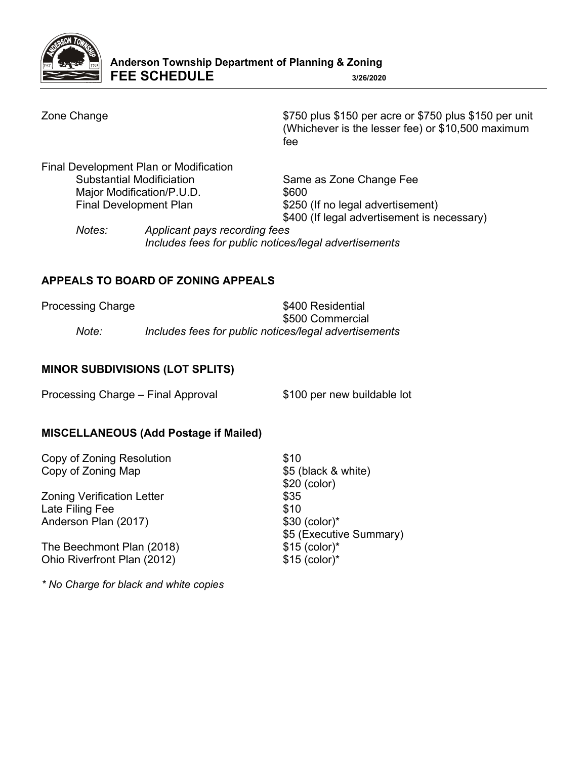**Anderson Township Department of Planning & Zoning**
**FEE SCHEDULE** 3/26/2020

| | |
|---|---|
| Zone Change | $750 plus $150 per acre or $750 plus $150 per unit (Whichever is the lesser fee) or $10,500 maximum fee |

Final Development Plan or Modification

| | |
|---|---|
| Substantial Modificiation | Same as Zone Change Fee |
| Major Modification/P.U.D. | $600 |
| Final Development Plan | $250 (If no legal advertisement)<br>$400 (If legal advertisement is necessary) |

*Notes:* *Applicant pays recording fees*
*Includes fees for public notices/legal advertisements*

## APPEALS TO BOARD OF ZONING APPEALS

| | |
|---|---|
| Processing Charge | $400 Residential<br>$500 Commercial |

*Note:* *Includes fees for public notices/legal advertisements*

## MINOR SUBDIVISIONS (LOT SPLITS)

| | |
|---|---|
| Processing Charge – Final Approval | $100 per new buildable lot |

## MISCELLANEOUS (Add Postage if Mailed)

| | |
|---|---|
| Copy of Zoning Resolution | $10 |
| Copy of Zoning Map | $5 (black & white)<br>$20 (color) |
| Zoning Verification Letter | $35 |
| Late Filing Fee | $10 |
| Anderson Plan (2017) | $30 (color)*<br>$5 (Executive Summary) |
| The Beechmont Plan (2018) | $15 (color)* |
| Ohio Riverfront Plan (2012) | $15 (color)* |

*\* No Charge for black and white copies*